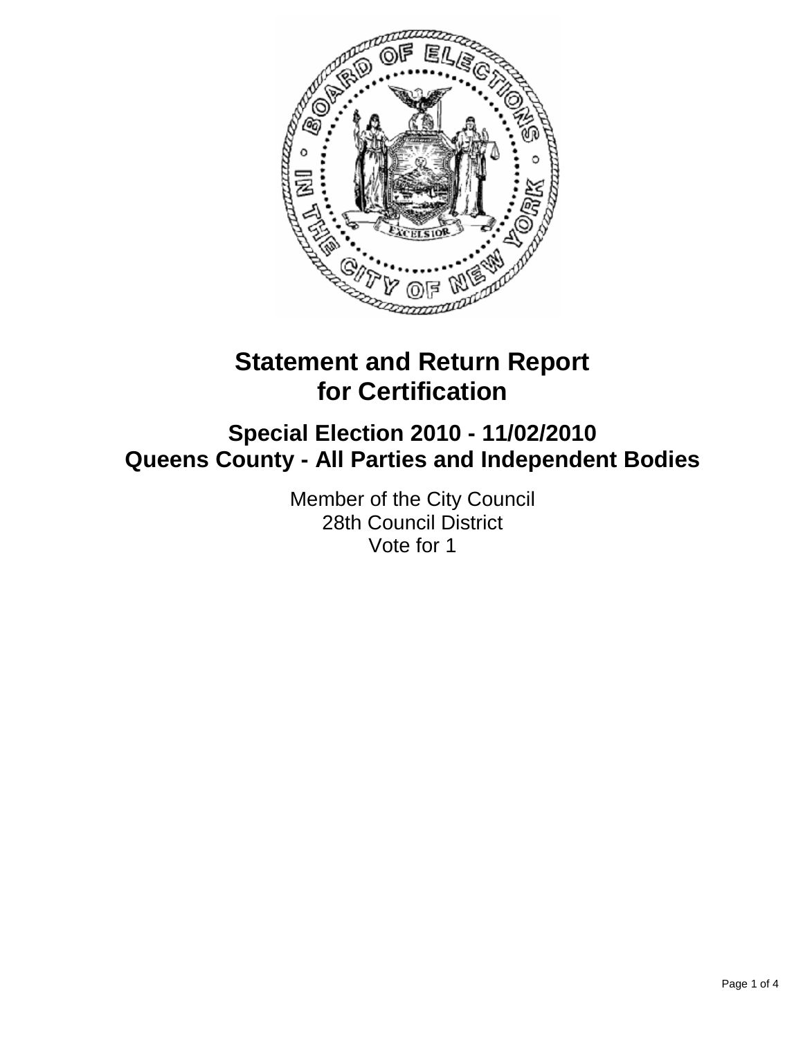# Statement and Return Report for Certification

## Special Election 2010 - 11/02/2010
## Queens County - All Parties and Independent Bodies

Member of the City Council
28th Council District
Vote for 1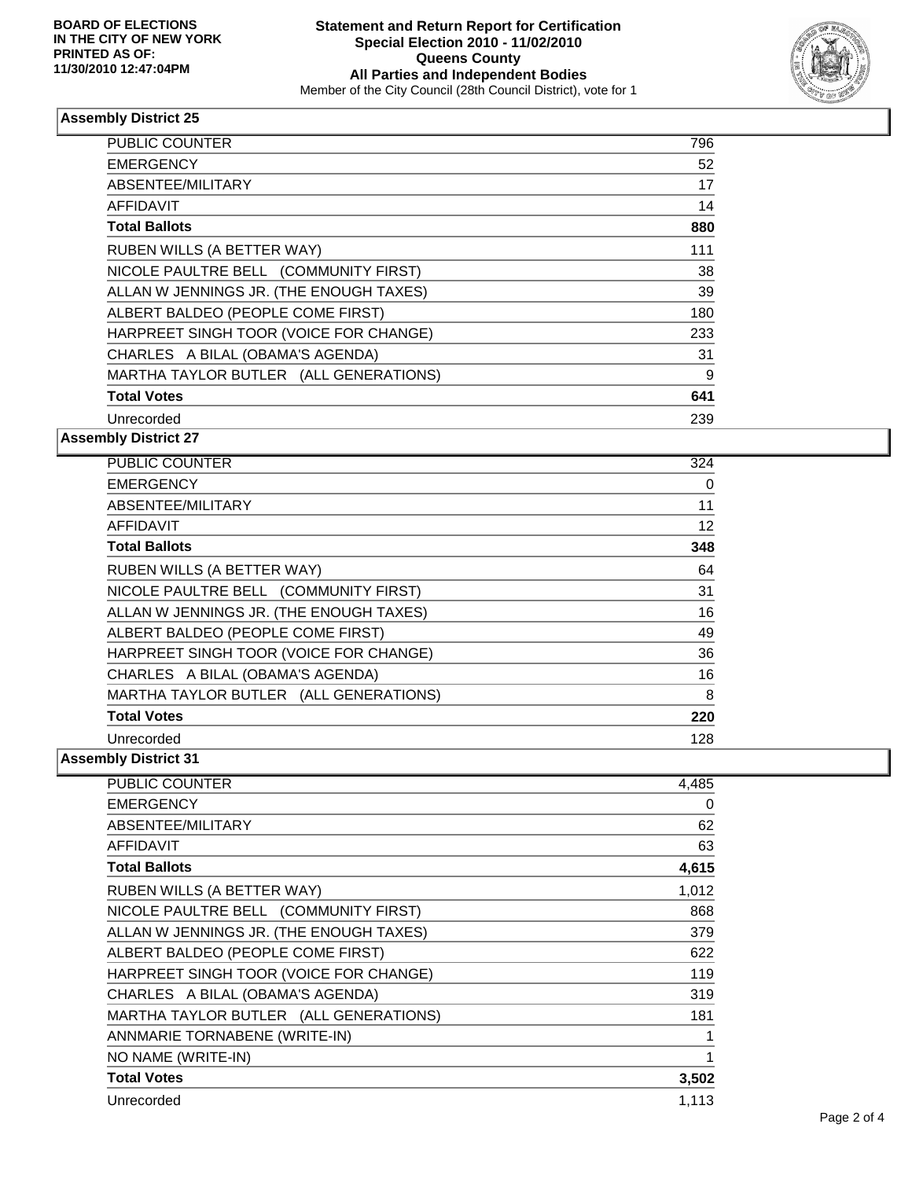**BOARD OF ELECTIONS IN THE CITY OF NEW YORK PRINTED AS OF: 11/30/2010 12:47:04PM**

**Statement and Return Report for Certification Special Election 2010 - 11/02/2010 Queens County All Parties and Independent Bodies**

Member of the City Council (28th Council District), vote for 1

## Assembly District 25

| | |
|---|---|
| PUBLIC COUNTER | 796 |
| EMERGENCY | 52 |
| ABSENTEE/MILITARY | 17 |
| AFFIDAVIT | 14 |
| **Total Ballots** | **880** |
| RUBEN WILLS (A BETTER WAY) | 111 |
| NICOLE PAULTRE BELL (COMMUNITY FIRST) | 38 |
| ALLAN W JENNINGS JR. (THE ENOUGH TAXES) | 39 |
| ALBERT BALDEO (PEOPLE COME FIRST) | 180 |
| HARPREET SINGH TOOR (VOICE FOR CHANGE) | 233 |
| CHARLES A BILAL (OBAMA'S AGENDA) | 31 |
| MARTHA TAYLOR BUTLER (ALL GENERATIONS) | 9 |
| **Total Votes** | **641** |
| Unrecorded | 239 |

## Assembly District 27

| | |
|---|---|
| PUBLIC COUNTER | 324 |
| EMERGENCY | 0 |
| ABSENTEE/MILITARY | 11 |
| AFFIDAVIT | 12 |
| **Total Ballots** | **348** |
| RUBEN WILLS (A BETTER WAY) | 64 |
| NICOLE PAULTRE BELL (COMMUNITY FIRST) | 31 |
| ALLAN W JENNINGS JR. (THE ENOUGH TAXES) | 16 |
| ALBERT BALDEO (PEOPLE COME FIRST) | 49 |
| HARPREET SINGH TOOR (VOICE FOR CHANGE) | 36 |
| CHARLES A BILAL (OBAMA'S AGENDA) | 16 |
| MARTHA TAYLOR BUTLER (ALL GENERATIONS) | 8 |
| **Total Votes** | **220** |
| Unrecorded | 128 |

## Assembly District 31

| | |
|---|---|
| PUBLIC COUNTER | 4,485 |
| EMERGENCY | 0 |
| ABSENTEE/MILITARY | 62 |
| AFFIDAVIT | 63 |
| **Total Ballots** | **4,615** |
| RUBEN WILLS (A BETTER WAY) | 1,012 |
| NICOLE PAULTRE BELL (COMMUNITY FIRST) | 868 |
| ALLAN W JENNINGS JR. (THE ENOUGH TAXES) | 379 |
| ALBERT BALDEO (PEOPLE COME FIRST) | 622 |
| HARPREET SINGH TOOR (VOICE FOR CHANGE) | 119 |
| CHARLES A BILAL (OBAMA'S AGENDA) | 319 |
| MARTHA TAYLOR BUTLER (ALL GENERATIONS) | 181 |
| ANNMARIE TORNABENE (WRITE-IN) | 1 |
| NO NAME (WRITE-IN) | 1 |
| **Total Votes** | **3,502** |
| Unrecorded | 1,113 |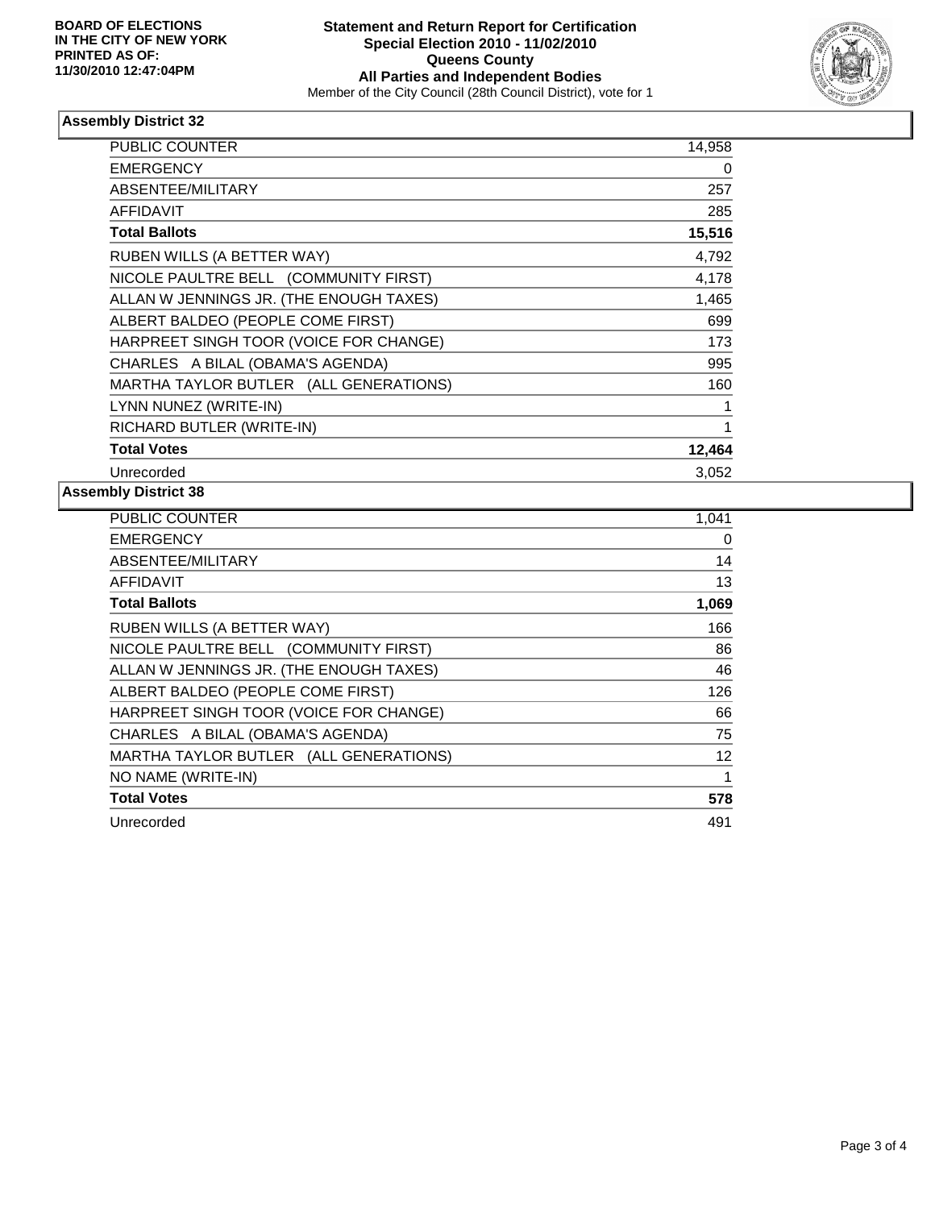**BOARD OF ELECTIONS IN THE CITY OF NEW YORK PRINTED AS OF: 11/30/2010 12:47:04PM**

# Statement and Return Report for Certification
## Special Election 2010 - 11/02/2010
## Queens County
## All Parties and Independent Bodies
Member of the City Council (28th Council District), vote for 1

### Assembly District 32

| | |
|---|---|
| PUBLIC COUNTER | 14,958 |
| EMERGENCY | 0 |
| ABSENTEE/MILITARY | 257 |
| AFFIDAVIT | 285 |
| **Total Ballots** | **15,516** |
| RUBEN WILLS (A BETTER WAY) | 4,792 |
| NICOLE PAULTRE BELL (COMMUNITY FIRST) | 4,178 |
| ALLAN W JENNINGS JR. (THE ENOUGH TAXES) | 1,465 |
| ALBERT BALDEO (PEOPLE COME FIRST) | 699 |
| HARPREET SINGH TOOR (VOICE FOR CHANGE) | 173 |
| CHARLES A BILAL (OBAMA'S AGENDA) | 995 |
| MARTHA TAYLOR BUTLER (ALL GENERATIONS) | 160 |
| LYNN NUNEZ (WRITE-IN) | 1 |
| RICHARD BUTLER (WRITE-IN) | 1 |
| **Total Votes** | **12,464** |
| Unrecorded | 3,052 |

### Assembly District 38

| | |
|---|---|
| PUBLIC COUNTER | 1,041 |
| EMERGENCY | 0 |
| ABSENTEE/MILITARY | 14 |
| AFFIDAVIT | 13 |
| **Total Ballots** | **1,069** |
| RUBEN WILLS (A BETTER WAY) | 166 |
| NICOLE PAULTRE BELL (COMMUNITY FIRST) | 86 |
| ALLAN W JENNINGS JR. (THE ENOUGH TAXES) | 46 |
| ALBERT BALDEO (PEOPLE COME FIRST) | 126 |
| HARPREET SINGH TOOR (VOICE FOR CHANGE) | 66 |
| CHARLES A BILAL (OBAMA'S AGENDA) | 75 |
| MARTHA TAYLOR BUTLER (ALL GENERATIONS) | 12 |
| NO NAME (WRITE-IN) | 1 |
| **Total Votes** | **578** |
| Unrecorded | 491 |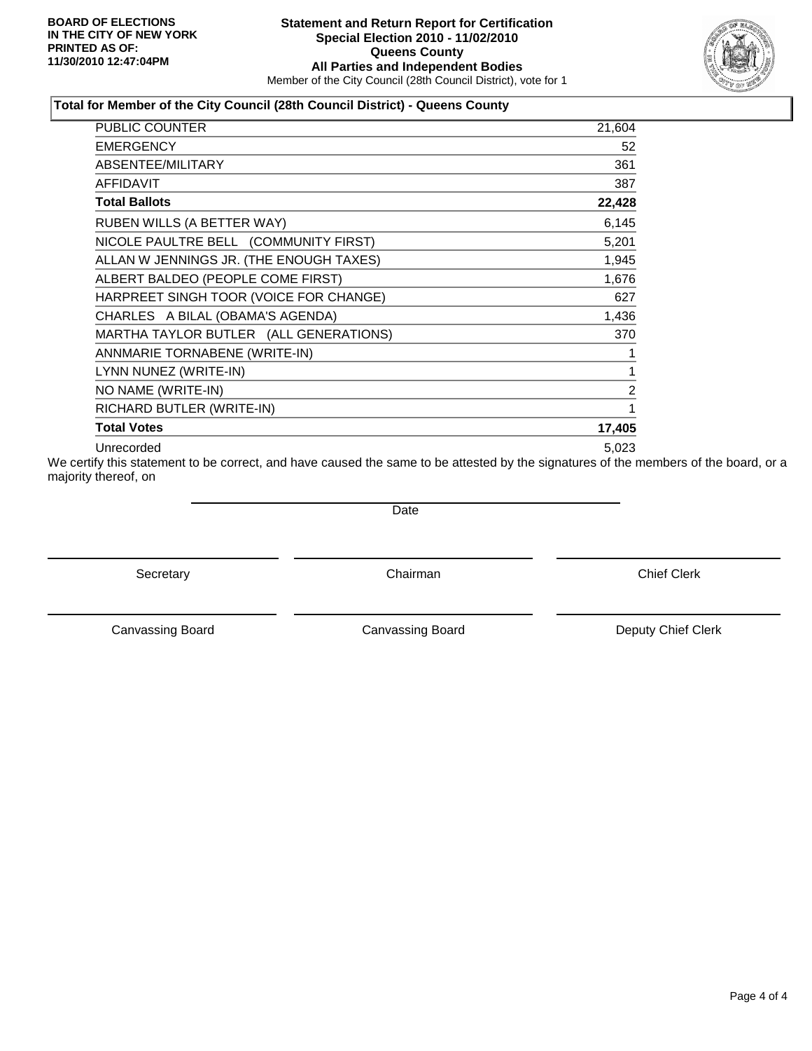**BOARD OF ELECTIONS IN THE CITY OF NEW YORK PRINTED AS OF: 11/30/2010 12:47:04PM**

**Statement and Return Report for Certification**
**Special Election 2010 - 11/02/2010**
**Queens County**
**All Parties and Independent Bodies**
Member of the City Council (28th Council District), vote for 1

### Total for Member of the City Council (28th Council District) - Queens County

| | |
|---|---|
| PUBLIC COUNTER | 21,604 |
| EMERGENCY | 52 |
| ABSENTEE/MILITARY | 361 |
| AFFIDAVIT | 387 |
| **Total Ballots** | **22,428** |
| RUBEN WILLS (A BETTER WAY) | 6,145 |
| NICOLE PAULTRE BELL (COMMUNITY FIRST) | 5,201 |
| ALLAN W JENNINGS JR. (THE ENOUGH TAXES) | 1,945 |
| ALBERT BALDEO (PEOPLE COME FIRST) | 1,676 |
| HARPREET SINGH TOOR (VOICE FOR CHANGE) | 627 |
| CHARLES A BILAL (OBAMA'S AGENDA) | 1,436 |
| MARTHA TAYLOR BUTLER (ALL GENERATIONS) | 370 |
| ANNMARIE TORNABENE (WRITE-IN) | 1 |
| LYNN NUNEZ (WRITE-IN) | 1 |
| NO NAME (WRITE-IN) | 2 |
| RICHARD BUTLER (WRITE-IN) | 1 |
| **Total Votes** | **17,405** |
| Unrecorded | 5,023 |

We certify this statement to be correct, and have caused the same to be attested by the signatures of the members of the board, or a majority thereof, on

Date

Secretary — Chairman — Chief Clerk

Canvassing Board — Canvassing Board — Deputy Chief Clerk